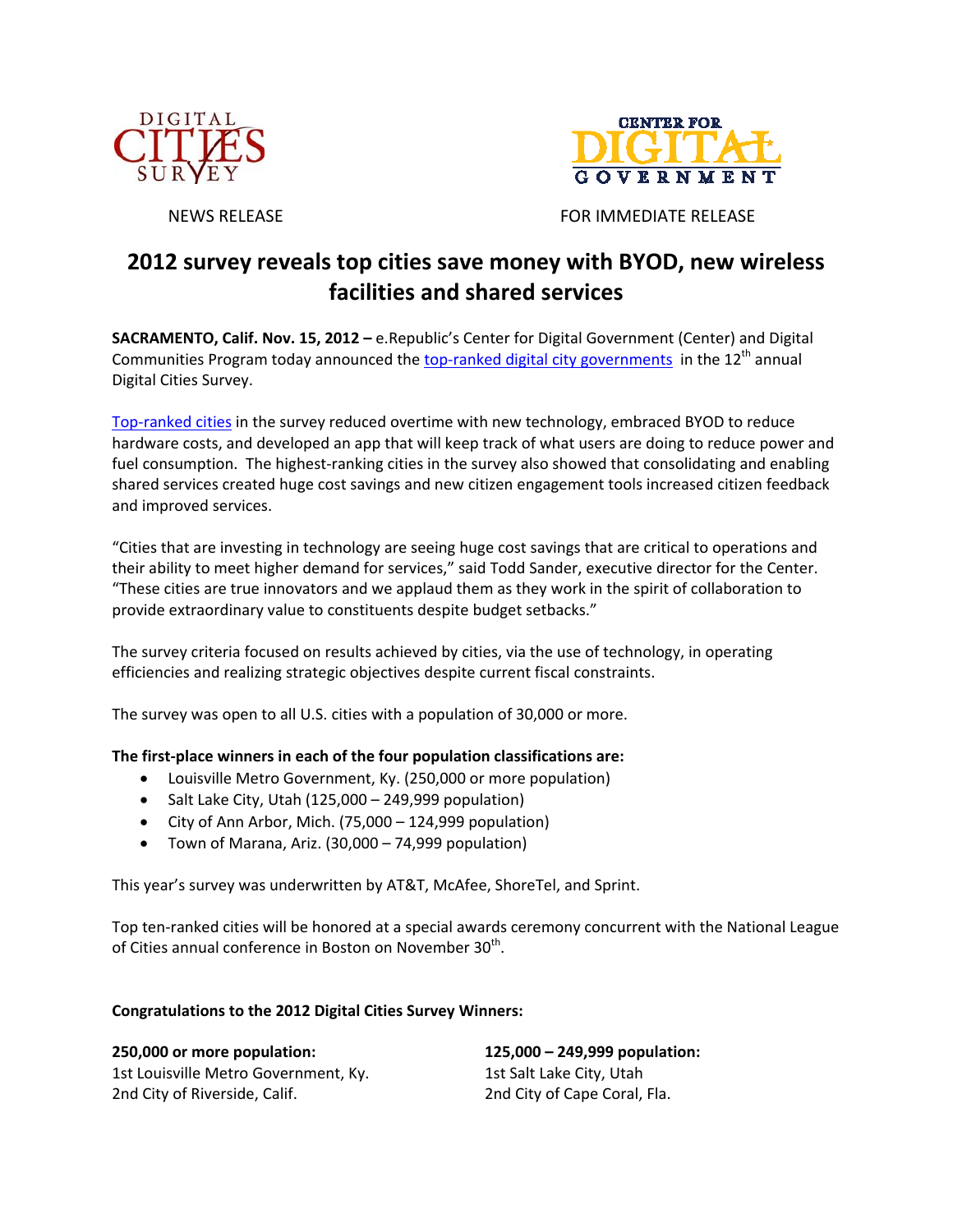DIGITAL CITIES SURVEY

CENTER FOR DIGITAL GOVERNMENT

NEWS RELEASE

FOR IMMEDIATE RELEASE

# 2012 survey reveals top cities save money with BYOD, new wireless facilities and shared services

**SACRAMENTO, Calif. Nov. 15, 2012 –** e.Republic's Center for Digital Government (Center) and Digital Communities Program today announced the top-ranked digital city governments in the 12th annual Digital Cities Survey.

Top-ranked cities in the survey reduced overtime with new technology, embraced BYOD to reduce hardware costs, and developed an app that will keep track of what users are doing to reduce power and fuel consumption. The highest-ranking cities in the survey also showed that consolidating and enabling shared services created huge cost savings and new citizen engagement tools increased citizen feedback and improved services.

"Cities that are investing in technology are seeing huge cost savings that are critical to operations and their ability to meet higher demand for services," said Todd Sander, executive director for the Center. "These cities are true innovators and we applaud them as they work in the spirit of collaboration to provide extraordinary value to constituents despite budget setbacks."

The survey criteria focused on results achieved by cities, via the use of technology, in operating efficiencies and realizing strategic objectives despite current fiscal constraints.

The survey was open to all U.S. cities with a population of 30,000 or more.

**The first-place winners in each of the four population classifications are:**

- Louisville Metro Government, Ky. (250,000 or more population)
- Salt Lake City, Utah (125,000 – 249,999 population)
- City of Ann Arbor, Mich. (75,000 – 124,999 population)
- Town of Marana, Ariz. (30,000 – 74,999 population)

This year's survey was underwritten by AT&T, McAfee, ShoreTel, and Sprint.

Top ten-ranked cities will be honored at a special awards ceremony concurrent with the National League of Cities annual conference in Boston on November 30th.

**Congratulations to the 2012 Digital Cities Survey Winners:**

**250,000 or more population:**
1st Louisville Metro Government, Ky.
2nd City of Riverside, Calif.

**125,000 – 249,999 population:**
1st Salt Lake City, Utah
2nd City of Cape Coral, Fla.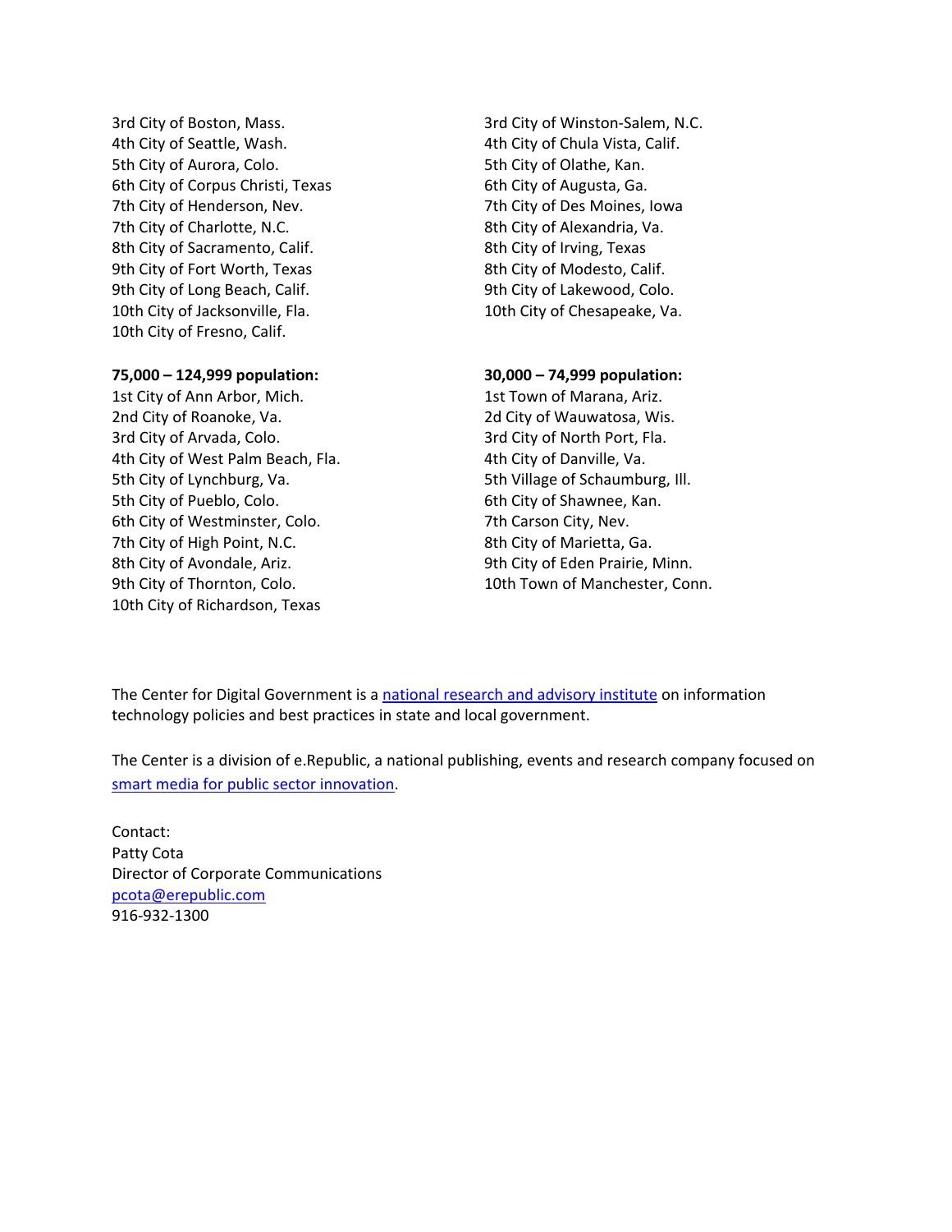3rd City of Boston, Mass.
4th City of Seattle, Wash.
5th City of Aurora, Colo.
6th City of Corpus Christi, Texas
7th City of Henderson, Nev.
7th City of Charlotte, N.C.
8th City of Sacramento, Calif.
9th City of Fort Worth, Texas
9th City of Long Beach, Calif.
10th City of Jacksonville, Fla.
10th City of Fresno, Calif.

3rd City of Winston-Salem, N.C.
4th City of Chula Vista, Calif.
5th City of Olathe, Kan.
6th City of Augusta, Ga.
7th City of Des Moines, Iowa
8th City of Alexandria, Va.
8th City of Irving, Texas
8th City of Modesto, Calif.
9th City of Lakewood, Colo.
10th City of Chesapeake, Va.

**75,000 – 124,999 population:**
1st City of Ann Arbor, Mich.
2nd City of Roanoke, Va.
3rd City of Arvada, Colo.
4th City of West Palm Beach, Fla.
5th City of Lynchburg, Va.
5th City of Pueblo, Colo.
6th City of Westminster, Colo.
7th City of High Point, N.C.
8th City of Avondale, Ariz.
9th City of Thornton, Colo.
10th City of Richardson, Texas

**30,000 – 74,999 population:**
1st Town of Marana, Ariz.
2d City of Wauwatosa, Wis.
3rd City of North Port, Fla.
4th City of Danville, Va.
5th Village of Schaumburg, Ill.
6th City of Shawnee, Kan.
7th Carson City, Nev.
8th City of Marietta, Ga.
9th City of Eden Prairie, Minn.
10th Town of Manchester, Conn.

The Center for Digital Government is a national research and advisory institute on information technology policies and best practices in state and local government.

The Center is a division of e.Republic, a national publishing, events and research company focused on smart media for public sector innovation.

Contact:
Patty Cota
Director of Corporate Communications
pcota@erepublic.com
916-932-1300